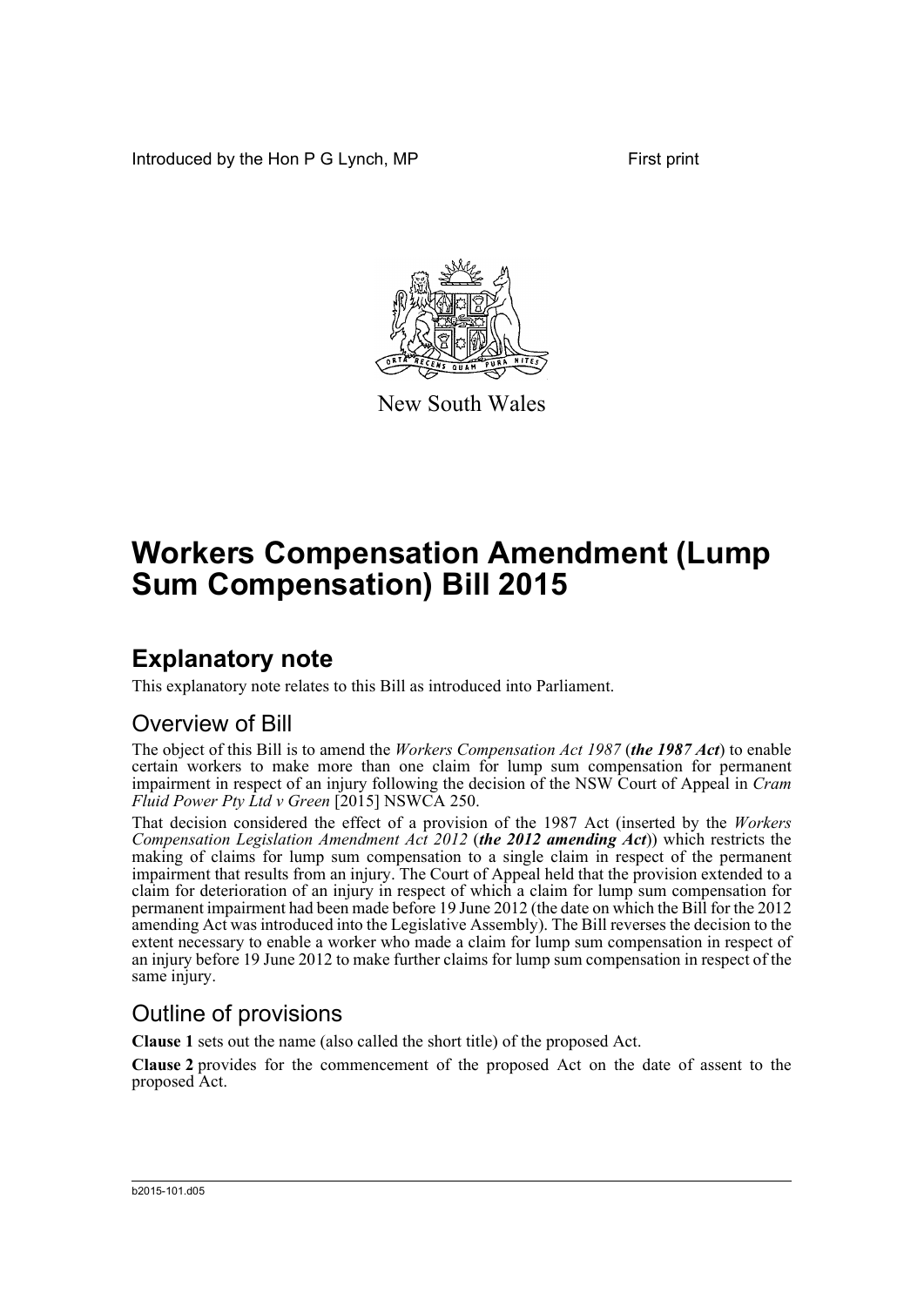Introduced by the Hon P G Lynch, MP

First print

New South Wales

# Workers Compensation Amendment (Lump Sum Compensation) Bill 2015

## Explanatory note

This explanatory note relates to this Bill as introduced into Parliament.

### Overview of Bill

The object of this Bill is to amend the *Workers Compensation Act 1987* (***the 1987 Act***) to enable certain workers to make more than one claim for lump sum compensation for permanent impairment in respect of an injury following the decision of the NSW Court of Appeal in *Cram Fluid Power Pty Ltd v Green* [2015] NSWCA 250.

That decision considered the effect of a provision of the 1987 Act (inserted by the *Workers Compensation Legislation Amendment Act 2012* (***the 2012 amending Act***)) which restricts the making of claims for lump sum compensation to a single claim in respect of the permanent impairment that results from an injury. The Court of Appeal held that the provision extended to a claim for deterioration of an injury in respect of which a claim for lump sum compensation for permanent impairment had been made before 19 June 2012 (the date on which the Bill for the 2012 amending Act was introduced into the Legislative Assembly). The Bill reverses the decision to the extent necessary to enable a worker who made a claim for lump sum compensation in respect of an injury before 19 June 2012 to make further claims for lump sum compensation in respect of the same injury.

### Outline of provisions

**Clause 1** sets out the name (also called the short title) of the proposed Act.

**Clause 2** provides for the commencement of the proposed Act on the date of assent to the proposed Act.

b2015-101.d05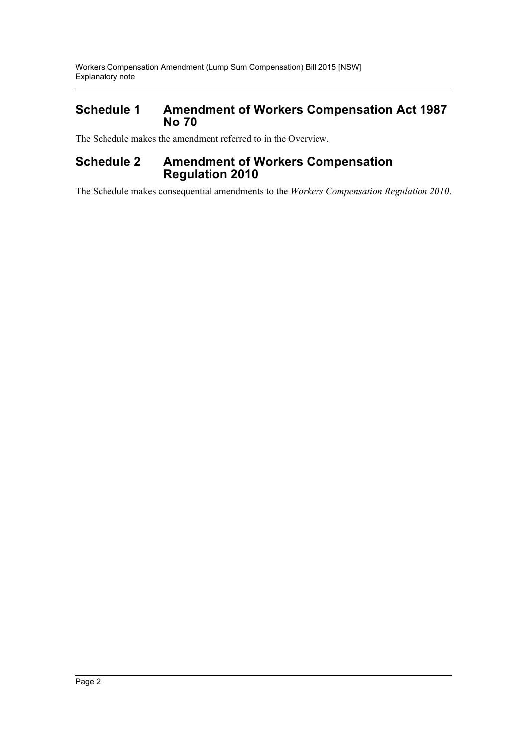## Schedule 1 Amendment of Workers Compensation Act 1987 No 70

The Schedule makes the amendment referred to in the Overview.

## Schedule 2 Amendment of Workers Compensation Regulation 2010

The Schedule makes consequential amendments to the *Workers Compensation Regulation 2010*.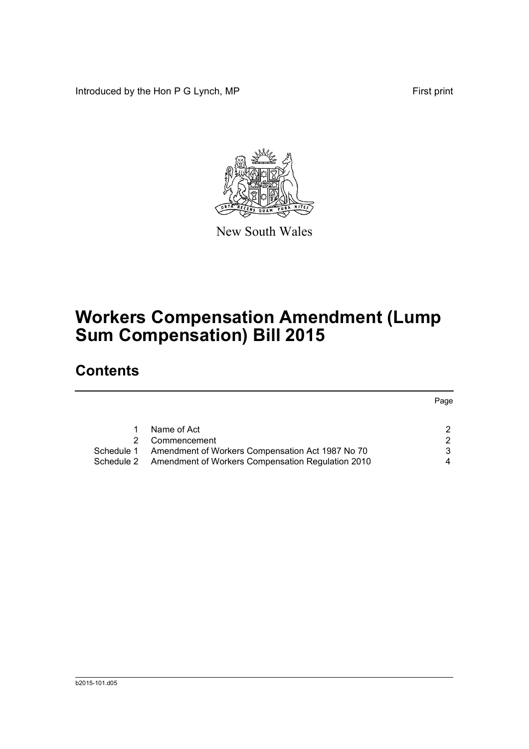Introduced by the Hon P G Lynch, MP

First print

New South Wales

# Workers Compensation Amendment (Lump Sum Compensation) Bill 2015

## Contents

| | | Page |
|---|---|---|
| 1 | Name of Act | 2 |
| 2 | Commencement | 2 |
| Schedule 1 | Amendment of Workers Compensation Act 1987 No 70 | 3 |
| Schedule 2 | Amendment of Workers Compensation Regulation 2010 | 4 |

b2015-101.d05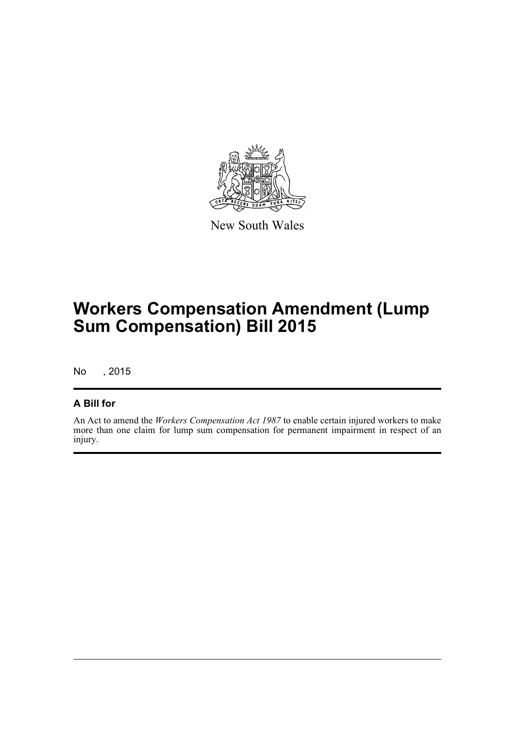New South Wales

# Workers Compensation Amendment (Lump Sum Compensation) Bill 2015

No , 2015

## A Bill for

An Act to amend the *Workers Compensation Act 1987* to enable certain injured workers to make more than one claim for lump sum compensation for permanent impairment in respect of an injury.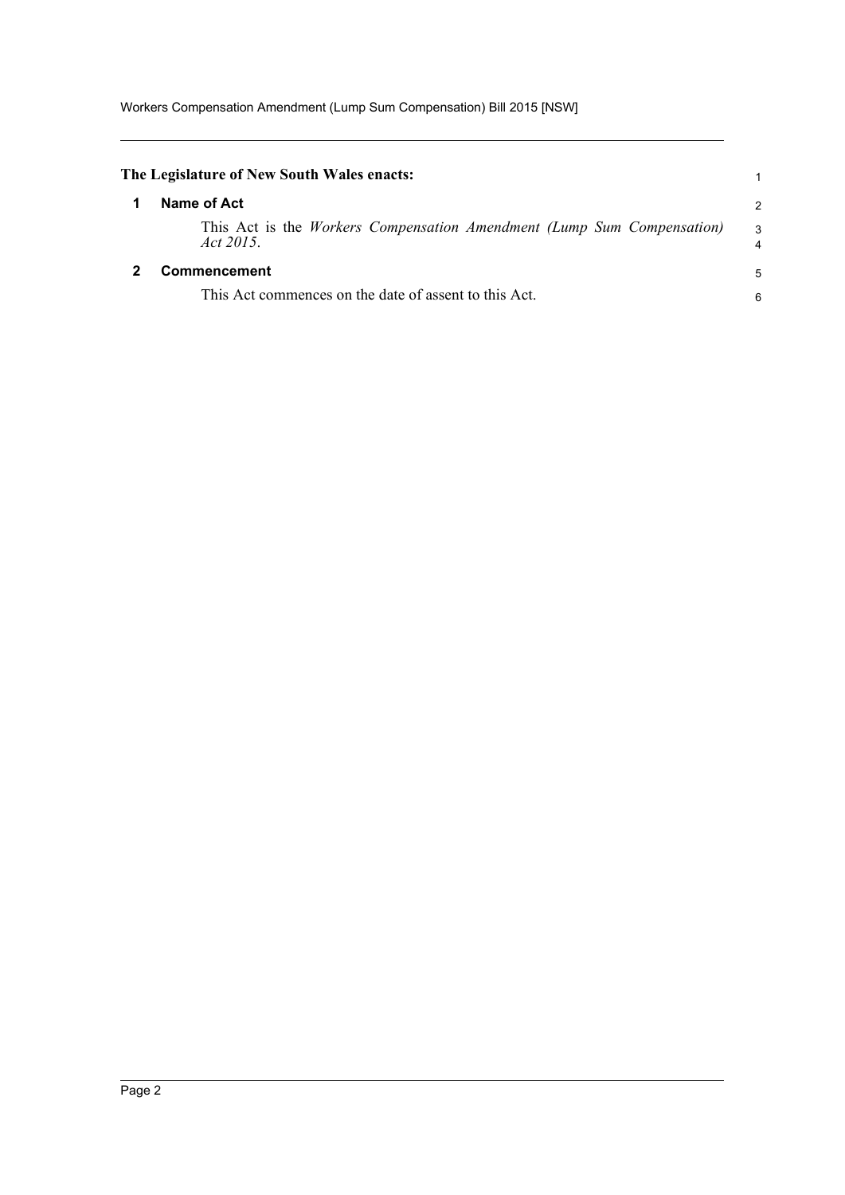**The Legislature of New South Wales enacts:**

**1 Name of Act**

This Act is the *Workers Compensation Amendment (Lump Sum Compensation) Act 2015*.

**2 Commencement**

This Act commences on the date of assent to this Act.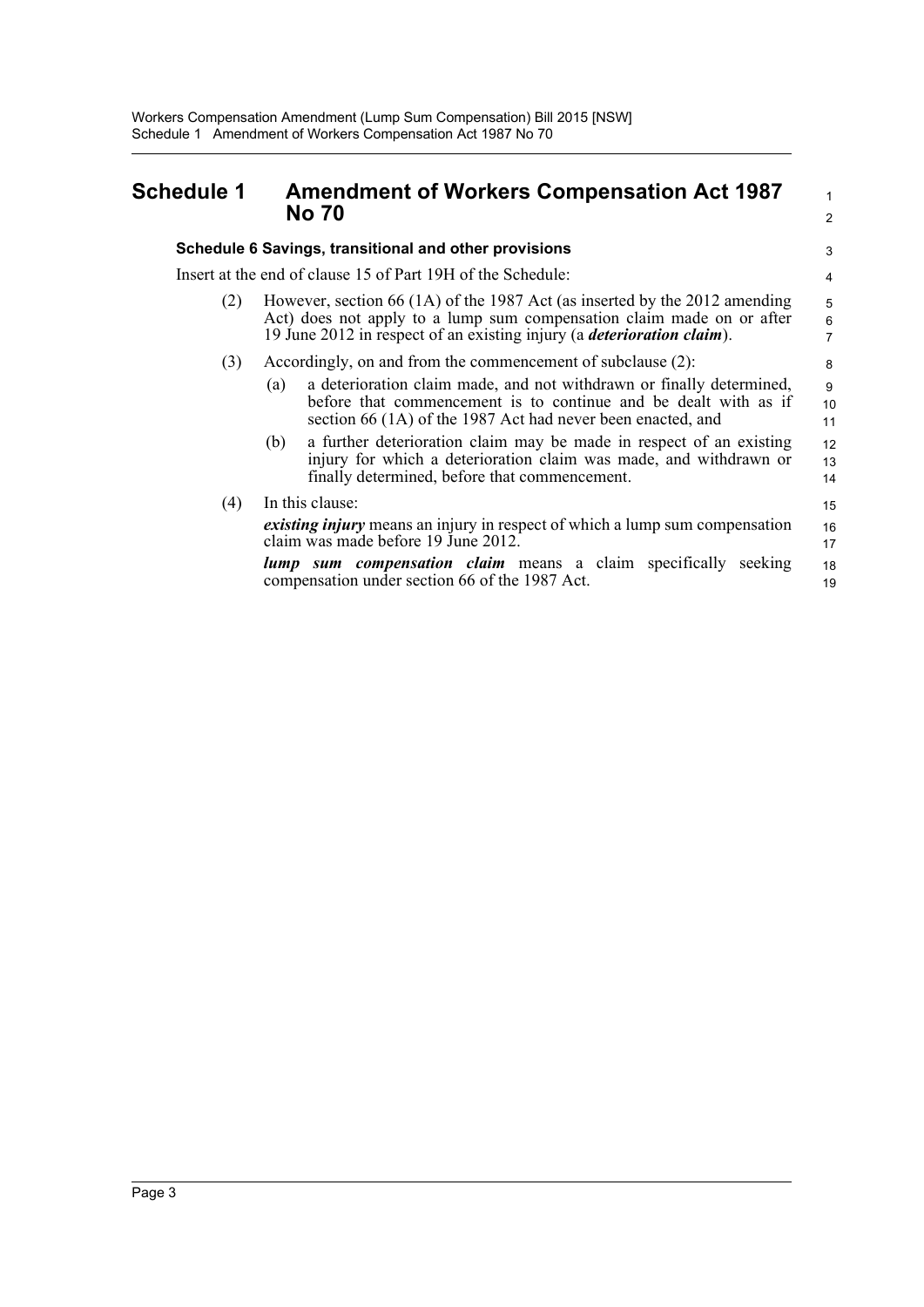# Schedule 1 Amendment of Workers Compensation Act 1987 No 70

### Schedule 6 Savings, transitional and other provisions

Insert at the end of clause 15 of Part 19H of the Schedule:

(2) However, section 66 (1A) of the 1987 Act (as inserted by the 2012 amending Act) does not apply to a lump sum compensation claim made on or after 19 June 2012 in respect of an existing injury (a ***deterioration claim***).

(3) Accordingly, on and from the commencement of subclause (2):

- (a) a deterioration claim made, and not withdrawn or finally determined, before that commencement is to continue and be dealt with as if section 66 (1A) of the 1987 Act had never been enacted, and
- (b) a further deterioration claim may be made in respect of an existing injury for which a deterioration claim was made, and withdrawn or finally determined, before that commencement.

(4) In this clause:

***existing injury*** means an injury in respect of which a lump sum compensation claim was made before 19 June 2012.

***lump sum compensation claim*** means a claim specifically seeking compensation under section 66 of the 1987 Act.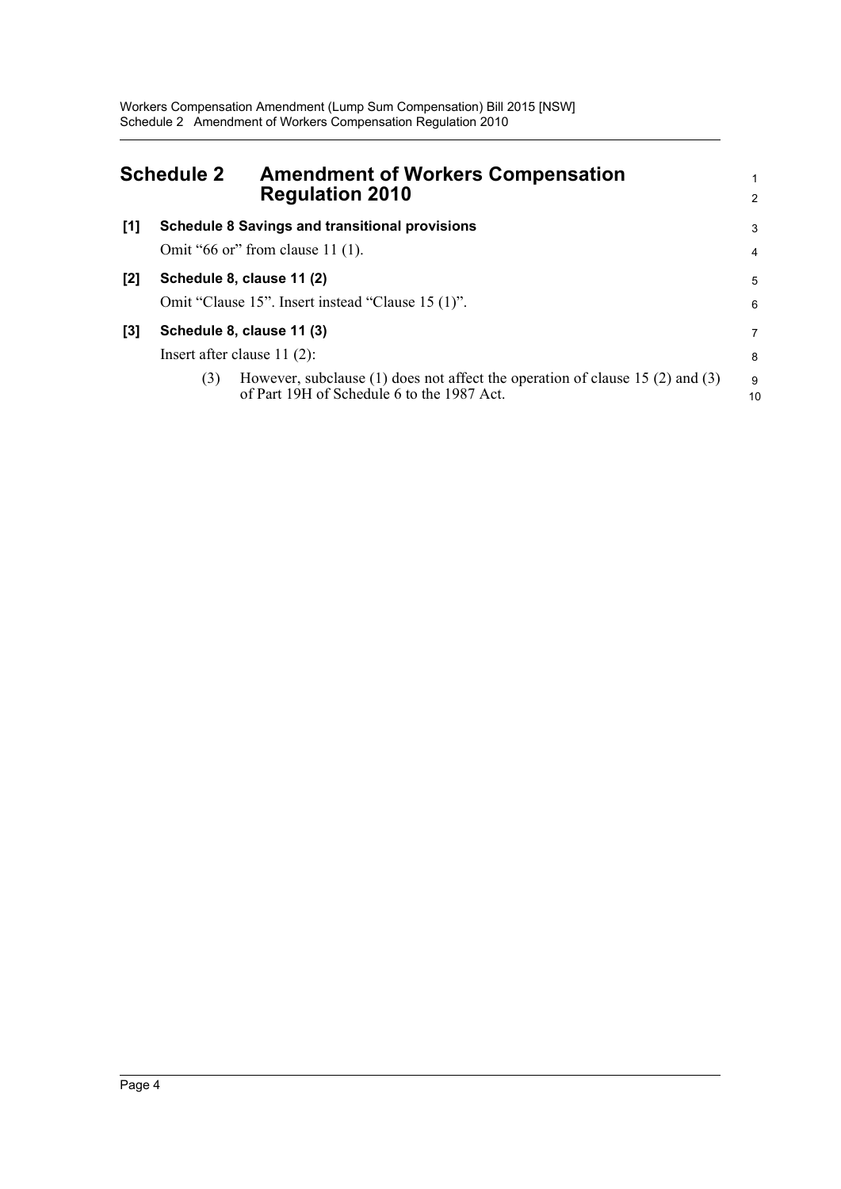## Schedule 2 Amendment of Workers Compensation Regulation 2010

**[1] Schedule 8 Savings and transitional provisions**

Omit "66 or" from clause 11 (1).

**[2] Schedule 8, clause 11 (2)**

Omit "Clause 15". Insert instead "Clause 15 (1)".

**[3] Schedule 8, clause 11 (3)**

Insert after clause 11 (2):

(3) However, subclause (1) does not affect the operation of clause 15 (2) and (3) of Part 19H of Schedule 6 to the 1987 Act.